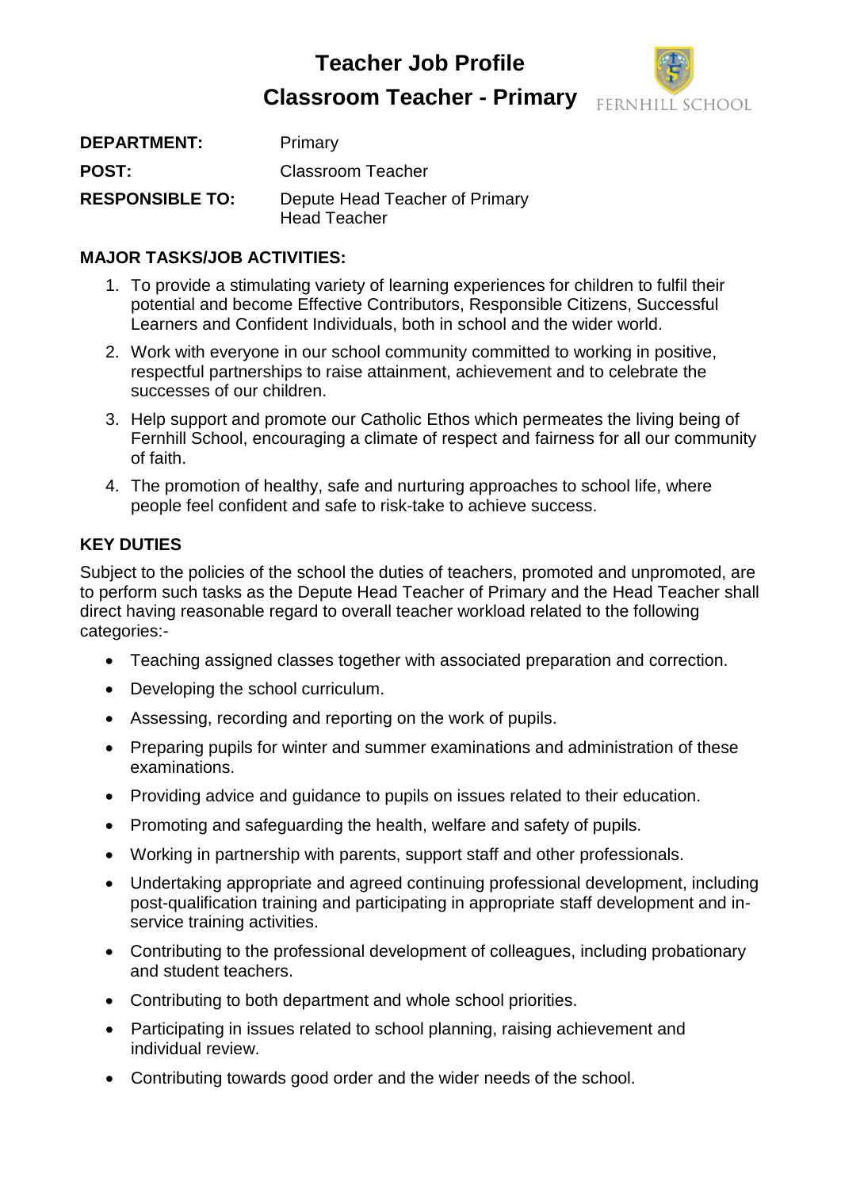# Teacher Job Profile

## Classroom Teacher - Primary

FERNHILL SCHOOL

**DEPARTMENT:** Primary

**POST:** Classroom Teacher

**RESPONSIBLE TO:** Depute Head Teacher of Primary
Head Teacher

**MAJOR TASKS/JOB ACTIVITIES:**

1. To provide a stimulating variety of learning experiences for children to fulfil their potential and become Effective Contributors, Responsible Citizens, Successful Learners and Confident Individuals, both in school and the wider world.
2. Work with everyone in our school community committed to working in positive, respectful partnerships to raise attainment, achievement and to celebrate the successes of our children.
3. Help support and promote our Catholic Ethos which permeates the living being of Fernhill School, encouraging a climate of respect and fairness for all our community of faith.
4. The promotion of healthy, safe and nurturing approaches to school life, where people feel confident and safe to risk-take to achieve success.

**KEY DUTIES**

Subject to the policies of the school the duties of teachers, promoted and unpromoted, are to perform such tasks as the Depute Head Teacher of Primary and the Head Teacher shall direct having reasonable regard to overall teacher workload related to the following categories:-

- Teaching assigned classes together with associated preparation and correction.
- Developing the school curriculum.
- Assessing, recording and reporting on the work of pupils.
- Preparing pupils for winter and summer examinations and administration of these examinations.
- Providing advice and guidance to pupils on issues related to their education.
- Promoting and safeguarding the health, welfare and safety of pupils.
- Working in partnership with parents, support staff and other professionals.
- Undertaking appropriate and agreed continuing professional development, including post-qualification training and participating in appropriate staff development and in-service training activities.
- Contributing to the professional development of colleagues, including probationary and student teachers.
- Contributing to both department and whole school priorities.
- Participating in issues related to school planning, raising achievement and individual review.
- Contributing towards good order and the wider needs of the school.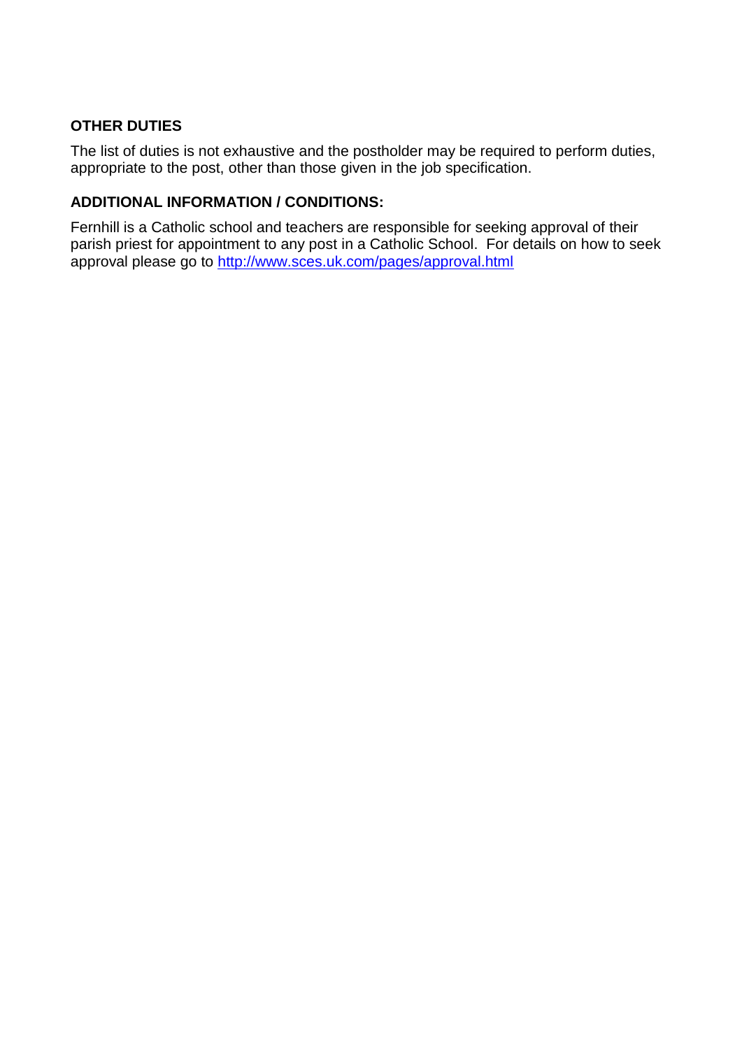**OTHER DUTIES**

The list of duties is not exhaustive and the postholder may be required to perform duties, appropriate to the post, other than those given in the job specification.

**ADDITIONAL INFORMATION / CONDITIONS:**

Fernhill is a Catholic school and teachers are responsible for seeking approval of their parish priest for appointment to any post in a Catholic School. For details on how to seek approval please go to [http://www.sces.uk.com/pages/approval.html](http://www.sces.uk.com/pages/approval.html)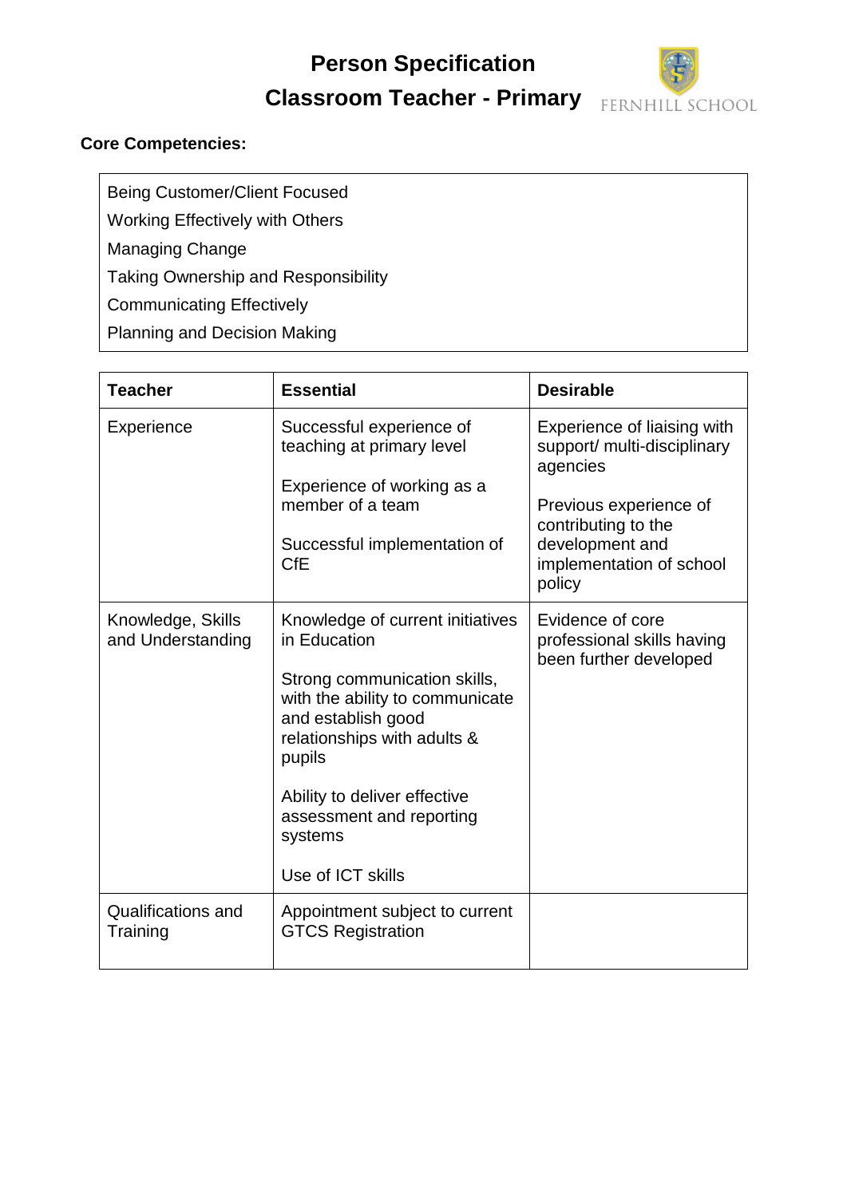# Person Specification

## Classroom Teacher - Primary

FERNHILL SCHOOL

**Core Competencies:**

- Being Customer/Client Focused
- Working Effectively with Others
- Managing Change
- Taking Ownership and Responsibility
- Communicating Effectively
- Planning and Decision Making

| **Teacher** | **Essential** | **Desirable** |
|---|---|---|
| Experience | Successful experience of teaching at primary level<br><br>Experience of working as a member of a team<br><br>Successful implementation of CfE | Experience of liaising with support/ multi-disciplinary agencies<br><br>Previous experience of contributing to the development and implementation of school policy |
| Knowledge, Skills and Understanding | Knowledge of current initiatives in Education<br><br>Strong communication skills, with the ability to communicate and establish good relationships with adults & pupils<br><br>Ability to deliver effective assessment and reporting systems<br><br>Use of ICT skills | Evidence of core professional skills having been further developed |
| Qualifications and Training | Appointment subject to current GTCS Registration | |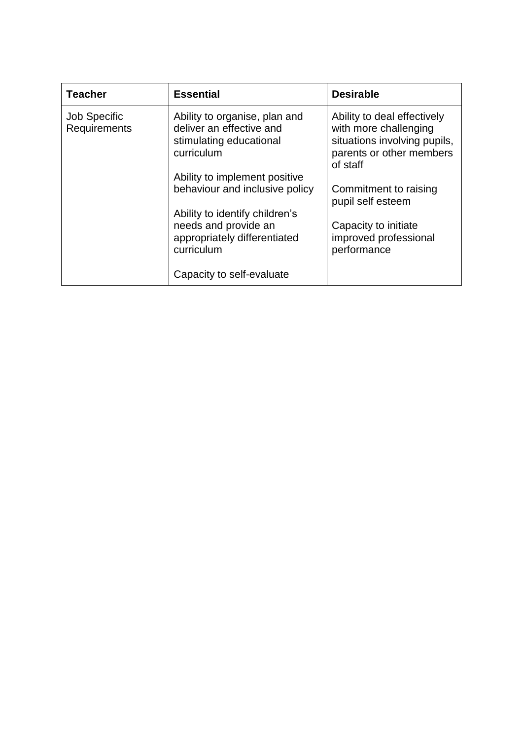| **Teacher** | **Essential** | **Desirable** |
| --- | --- | --- |
| Job Specific Requirements | Ability to organise, plan and deliver an effective and stimulating educational curriculum<br><br>Ability to implement positive behaviour and inclusive policy<br><br>Ability to identify children's needs and provide an appropriately differentiated curriculum<br><br>Capacity to self-evaluate | Ability to deal effectively with more challenging situations involving pupils, parents or other members of staff<br><br>Commitment to raising pupil self esteem<br><br>Capacity to initiate improved professional performance |